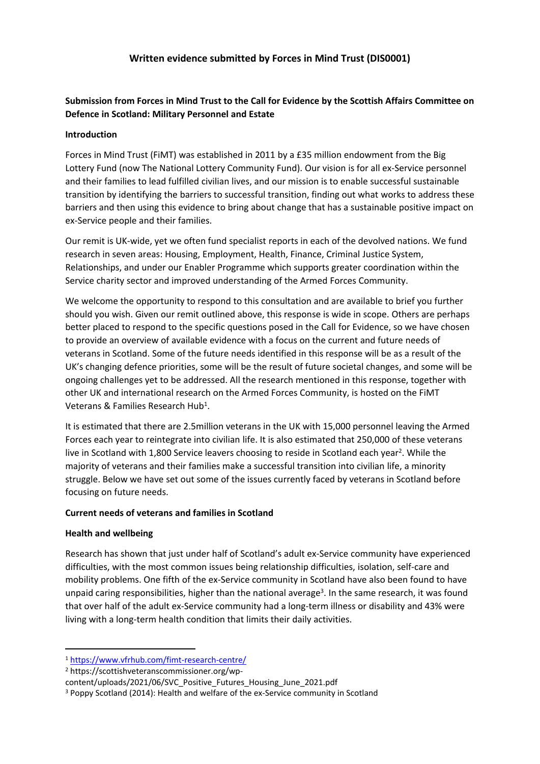# Written evidence submitted by Forces in Mind Trust (DIS0001)

**Submission from Forces in Mind Trust to the Call for Evidence by the Scottish Affairs Committee on Defence in Scotland: Military Personnel and Estate**

**Introduction**

Forces in Mind Trust (FiMT) was established in 2011 by a £35 million endowment from the Big Lottery Fund (now The National Lottery Community Fund). Our vision is for all ex-Service personnel and their families to lead fulfilled civilian lives, and our mission is to enable successful sustainable transition by identifying the barriers to successful transition, finding out what works to address these barriers and then using this evidence to bring about change that has a sustainable positive impact on ex-Service people and their families.

Our remit is UK-wide, yet we often fund specialist reports in each of the devolved nations. We fund research in seven areas: Housing, Employment, Health, Finance, Criminal Justice System, Relationships, and under our Enabler Programme which supports greater coordination within the Service charity sector and improved understanding of the Armed Forces Community.

We welcome the opportunity to respond to this consultation and are available to brief you further should you wish. Given our remit outlined above, this response is wide in scope. Others are perhaps better placed to respond to the specific questions posed in the Call for Evidence, so we have chosen to provide an overview of available evidence with a focus on the current and future needs of veterans in Scotland. Some of the future needs identified in this response will be as a result of the UK's changing defence priorities, some will be the result of future societal changes, and some will be ongoing challenges yet to be addressed. All the research mentioned in this response, together with other UK and international research on the Armed Forces Community, is hosted on the FiMT Veterans & Families Research Hub[1].

It is estimated that there are 2.5million veterans in the UK with 15,000 personnel leaving the Armed Forces each year to reintegrate into civilian life. It is also estimated that 250,000 of these veterans live in Scotland with 1,800 Service leavers choosing to reside in Scotland each year[2]. While the majority of veterans and their families make a successful transition into civilian life, a minority struggle. Below we have set out some of the issues currently faced by veterans in Scotland before focusing on future needs.

**Current needs of veterans and families in Scotland**

**Health and wellbeing**

Research has shown that just under half of Scotland's adult ex-Service community have experienced difficulties, with the most common issues being relationship difficulties, isolation, self-care and mobility problems. One fifth of the ex-Service community in Scotland have also been found to have unpaid caring responsibilities, higher than the national average[3]. In the same research, it was found that over half of the adult ex-Service community had a long-term illness or disability and 43% were living with a long-term health condition that limits their daily activities.

---

[1] https://www.vfrhub.com/fimt-research-centre/

[2] https://scottishveteranscommissioner.org/wp-content/uploads/2021/06/SVC_Positive_Futures_Housing_June_2021.pdf

[3] Poppy Scotland (2014): Health and welfare of the ex-Service community in Scotland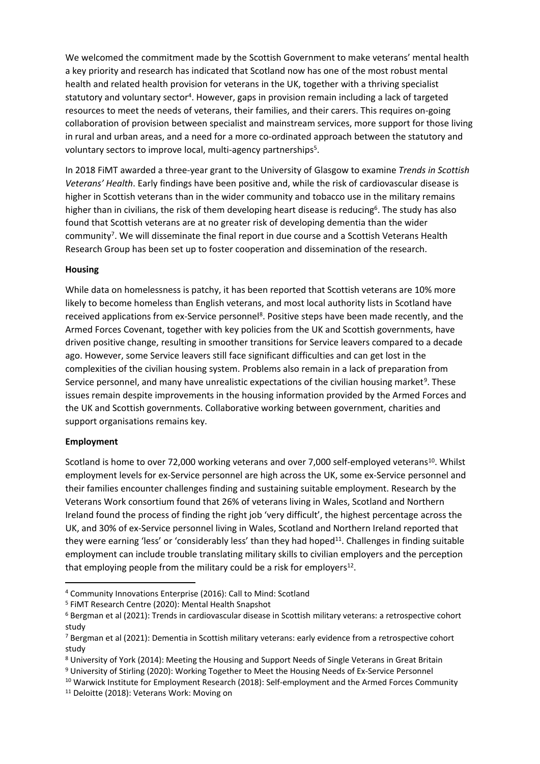We welcomed the commitment made by the Scottish Government to make veterans' mental health a key priority and research has indicated that Scotland now has one of the most robust mental health and related health provision for veterans in the UK, together with a thriving specialist statutory and voluntary sector[4]. However, gaps in provision remain including a lack of targeted resources to meet the needs of veterans, their families, and their carers. This requires on-going collaboration of provision between specialist and mainstream services, more support for those living in rural and urban areas, and a need for a more co-ordinated approach between the statutory and voluntary sectors to improve local, multi-agency partnerships[5].

In 2018 FiMT awarded a three-year grant to the University of Glasgow to examine *Trends in Scottish Veterans' Health*. Early findings have been positive and, while the risk of cardiovascular disease is higher in Scottish veterans than in the wider community and tobacco use in the military remains higher than in civilians, the risk of them developing heart disease is reducing[6]. The study has also found that Scottish veterans are at no greater risk of developing dementia than the wider community[7]. We will disseminate the final report in due course and a Scottish Veterans Health Research Group has been set up to foster cooperation and dissemination of the research.

**Housing**

While data on homelessness is patchy, it has been reported that Scottish veterans are 10% more likely to become homeless than English veterans, and most local authority lists in Scotland have received applications from ex-Service personnel[8]. Positive steps have been made recently, and the Armed Forces Covenant, together with key policies from the UK and Scottish governments, have driven positive change, resulting in smoother transitions for Service leavers compared to a decade ago. However, some Service leavers still face significant difficulties and can get lost in the complexities of the civilian housing system. Problems also remain in a lack of preparation from Service personnel, and many have unrealistic expectations of the civilian housing market[9]. These issues remain despite improvements in the housing information provided by the Armed Forces and the UK and Scottish governments. Collaborative working between government, charities and support organisations remains key.

**Employment**

Scotland is home to over 72,000 working veterans and over 7,000 self-employed veterans[10]. Whilst employment levels for ex-Service personnel are high across the UK, some ex-Service personnel and their families encounter challenges finding and sustaining suitable employment. Research by the Veterans Work consortium found that 26% of veterans living in Wales, Scotland and Northern Ireland found the process of finding the right job 'very difficult', the highest percentage across the UK, and 30% of ex-Service personnel living in Wales, Scotland and Northern Ireland reported that they were earning 'less' or 'considerably less' than they had hoped[11]. Challenges in finding suitable employment can include trouble translating military skills to civilian employers and the perception that employing people from the military could be a risk for employers[12].

---

[4] Community Innovations Enterprise (2016): Call to Mind: Scotland

[5] FiMT Research Centre (2020): Mental Health Snapshot

[6] Bergman et al (2021): Trends in cardiovascular disease in Scottish military veterans: a retrospective cohort study

[7] Bergman et al (2021): Dementia in Scottish military veterans: early evidence from a retrospective cohort study

[8] University of York (2014): Meeting the Housing and Support Needs of Single Veterans in Great Britain

[9] University of Stirling (2020): Working Together to Meet the Housing Needs of Ex-Service Personnel

[10] Warwick Institute for Employment Research (2018): Self-employment and the Armed Forces Community

[11] Deloitte (2018): Veterans Work: Moving on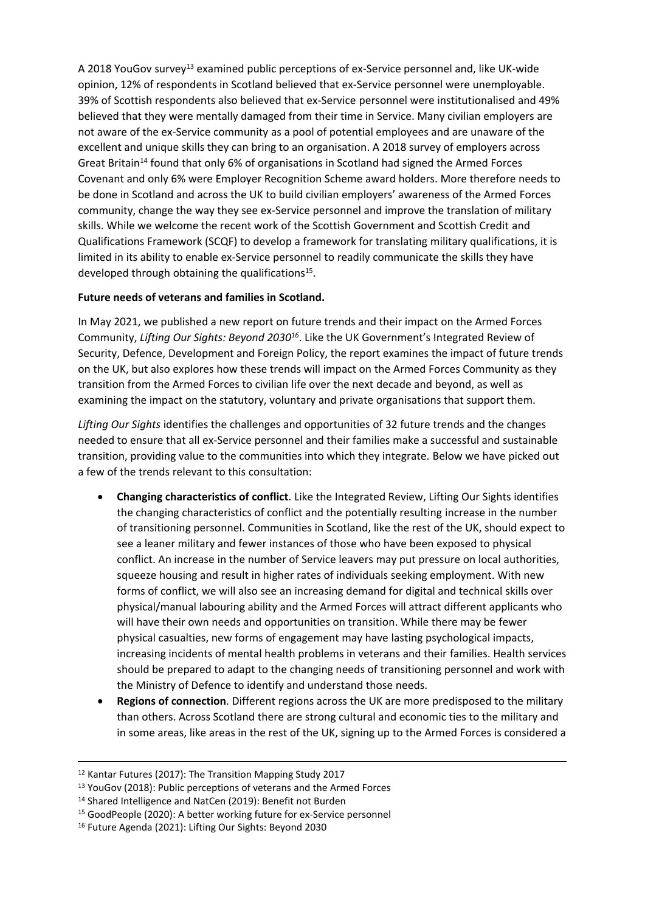A 2018 YouGov survey[13] examined public perceptions of ex-Service personnel and, like UK-wide opinion, 12% of respondents in Scotland believed that ex-Service personnel were unemployable. 39% of Scottish respondents also believed that ex-Service personnel were institutionalised and 49% believed that they were mentally damaged from their time in Service. Many civilian employers are not aware of the ex-Service community as a pool of potential employees and are unaware of the excellent and unique skills they can bring to an organisation. A 2018 survey of employers across Great Britain[14] found that only 6% of organisations in Scotland had signed the Armed Forces Covenant and only 6% were Employer Recognition Scheme award holders. More therefore needs to be done in Scotland and across the UK to build civilian employers' awareness of the Armed Forces community, change the way they see ex-Service personnel and improve the translation of military skills. While we welcome the recent work of the Scottish Government and Scottish Credit and Qualifications Framework (SCQF) to develop a framework for translating military qualifications, it is limited in its ability to enable ex-Service personnel to readily communicate the skills they have developed through obtaining the qualifications[15].

**Future needs of veterans and families in Scotland.**

In May 2021, we published a new report on future trends and their impact on the Armed Forces Community, *Lifting Our Sights: Beyond 2030*[16]. Like the UK Government's Integrated Review of Security, Defence, Development and Foreign Policy, the report examines the impact of future trends on the UK, but also explores how these trends will impact on the Armed Forces Community as they transition from the Armed Forces to civilian life over the next decade and beyond, as well as examining the impact on the statutory, voluntary and private organisations that support them.

*Lifting Our Sights* identifies the challenges and opportunities of 32 future trends and the changes needed to ensure that all ex-Service personnel and their families make a successful and sustainable transition, providing value to the communities into which they integrate. Below we have picked out a few of the trends relevant to this consultation:

- **Changing characteristics of conflict**. Like the Integrated Review, Lifting Our Sights identifies the changing characteristics of conflict and the potentially resulting increase in the number of transitioning personnel. Communities in Scotland, like the rest of the UK, should expect to see a leaner military and fewer instances of those who have been exposed to physical conflict. An increase in the number of Service leavers may put pressure on local authorities, squeeze housing and result in higher rates of individuals seeking employment. With new forms of conflict, we will also see an increasing demand for digital and technical skills over physical/manual labouring ability and the Armed Forces will attract different applicants who will have their own needs and opportunities on transition. While there may be fewer physical casualties, new forms of engagement may have lasting psychological impacts, increasing incidents of mental health problems in veterans and their families. Health services should be prepared to adapt to the changing needs of transitioning personnel and work with the Ministry of Defence to identify and understand those needs.
- **Regions of connection**. Different regions across the UK are more predisposed to the military than others. Across Scotland there are strong cultural and economic ties to the military and in some areas, like areas in the rest of the UK, signing up to the Armed Forces is considered a

[12] Kantar Futures (2017): The Transition Mapping Study 2017

[13] YouGov (2018): Public perceptions of veterans and the Armed Forces

[14] Shared Intelligence and NatCen (2019): Benefit not Burden

[15] GoodPeople (2020): A better working future for ex-Service personnel

[16] Future Agenda (2021): Lifting Our Sights: Beyond 2030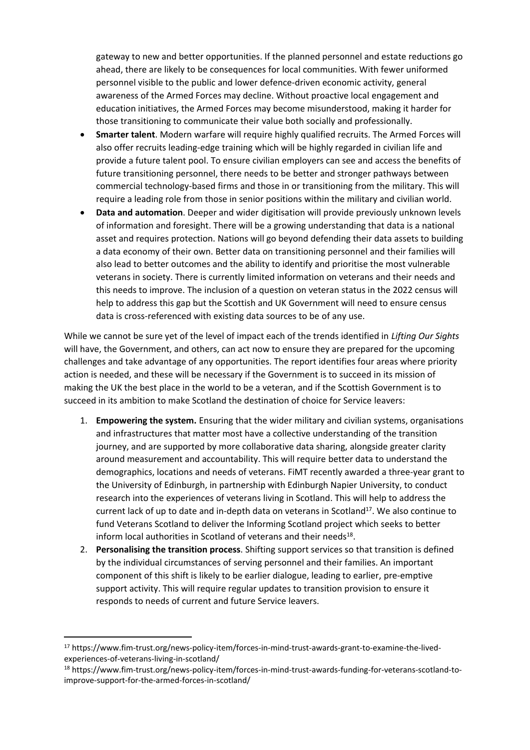gateway to new and better opportunities. If the planned personnel and estate reductions go ahead, there are likely to be consequences for local communities. With fewer uniformed personnel visible to the public and lower defence-driven economic activity, general awareness of the Armed Forces may decline. Without proactive local engagement and education initiatives, the Armed Forces may become misunderstood, making it harder for those transitioning to communicate their value both socially and professionally.

- **Smarter talent**. Modern warfare will require highly qualified recruits. The Armed Forces will also offer recruits leading-edge training which will be highly regarded in civilian life and provide a future talent pool. To ensure civilian employers can see and access the benefits of future transitioning personnel, there needs to be better and stronger pathways between commercial technology-based firms and those in or transitioning from the military. This will require a leading role from those in senior positions within the military and civilian world.
- **Data and automation**. Deeper and wider digitisation will provide previously unknown levels of information and foresight. There will be a growing understanding that data is a national asset and requires protection. Nations will go beyond defending their data assets to building a data economy of their own. Better data on transitioning personnel and their families will also lead to better outcomes and the ability to identify and prioritise the most vulnerable veterans in society. There is currently limited information on veterans and their needs and this needs to improve. The inclusion of a question on veteran status in the 2022 census will help to address this gap but the Scottish and UK Government will need to ensure census data is cross-referenced with existing data sources to be of any use.

While we cannot be sure yet of the level of impact each of the trends identified in *Lifting Our Sights* will have, the Government, and others, can act now to ensure they are prepared for the upcoming challenges and take advantage of any opportunities. The report identifies four areas where priority action is needed, and these will be necessary if the Government is to succeed in its mission of making the UK the best place in the world to be a veteran, and if the Scottish Government is to succeed in its ambition to make Scotland the destination of choice for Service leavers:

1. **Empowering the system.** Ensuring that the wider military and civilian systems, organisations and infrastructures that matter most have a collective understanding of the transition journey, and are supported by more collaborative data sharing, alongside greater clarity around measurement and accountability. This will require better data to understand the demographics, locations and needs of veterans. FiMT recently awarded a three-year grant to the University of Edinburgh, in partnership with Edinburgh Napier University, to conduct research into the experiences of veterans living in Scotland. This will help to address the current lack of up to date and in-depth data on veterans in Scotland[17]. We also continue to fund Veterans Scotland to deliver the Informing Scotland project which seeks to better inform local authorities in Scotland of veterans and their needs[18].
2. **Personalising the transition process**. Shifting support services so that transition is defined by the individual circumstances of serving personnel and their families. An important component of this shift is likely to be earlier dialogue, leading to earlier, pre-emptive support activity. This will require regular updates to transition provision to ensure it responds to needs of current and future Service leavers.

---

[17] https://www.fim-trust.org/news-policy-item/forces-in-mind-trust-awards-grant-to-examine-the-lived-experiences-of-veterans-living-in-scotland/

[18] https://www.fim-trust.org/news-policy-item/forces-in-mind-trust-awards-funding-for-veterans-scotland-to-improve-support-for-the-armed-forces-in-scotland/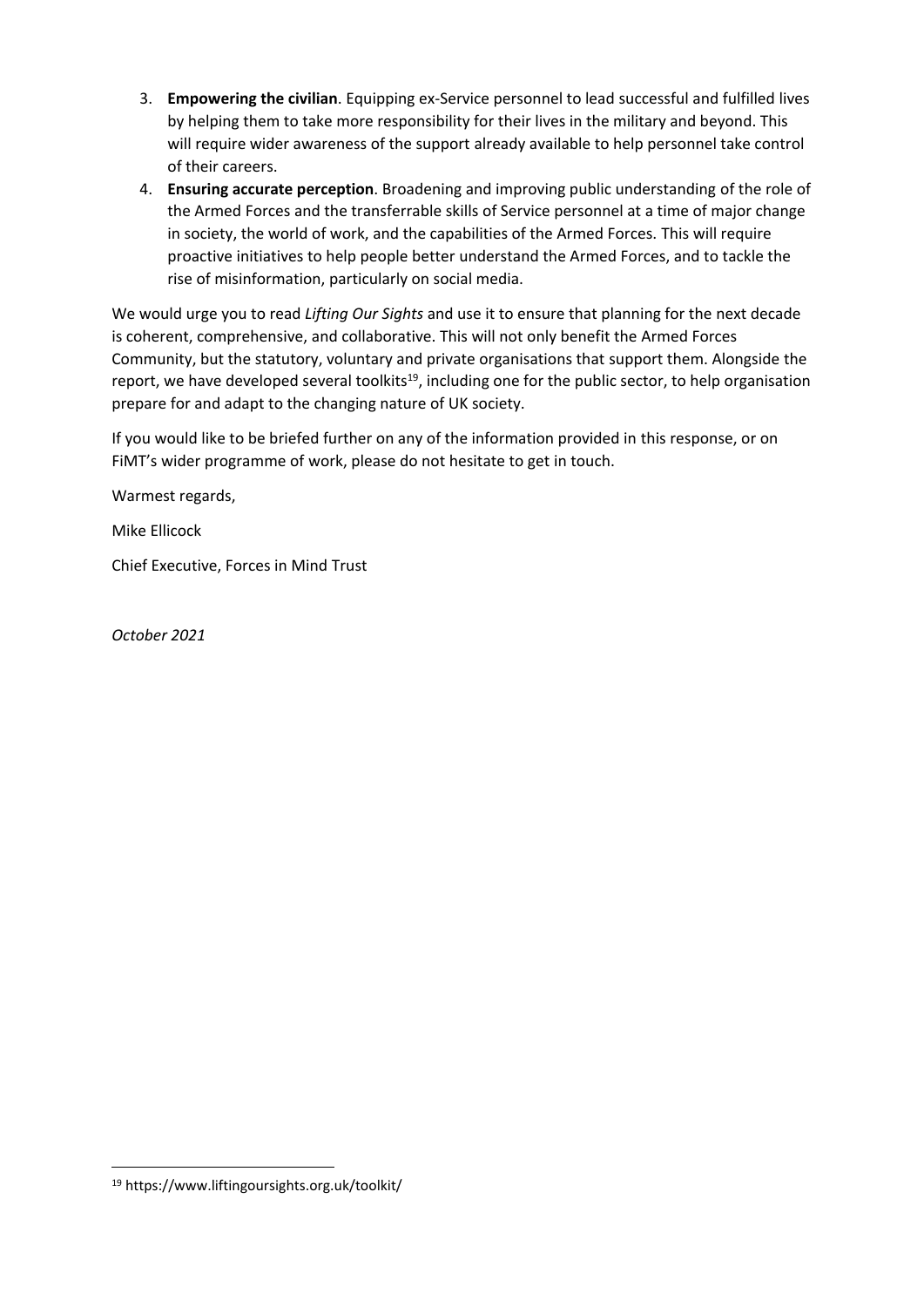3. **Empowering the civilian**. Equipping ex-Service personnel to lead successful and fulfilled lives by helping them to take more responsibility for their lives in the military and beyond. This will require wider awareness of the support already available to help personnel take control of their careers.
4. **Ensuring accurate perception**. Broadening and improving public understanding of the role of the Armed Forces and the transferrable skills of Service personnel at a time of major change in society, the world of work, and the capabilities of the Armed Forces. This will require proactive initiatives to help people better understand the Armed Forces, and to tackle the rise of misinformation, particularly on social media.

We would urge you to read *Lifting Our Sights* and use it to ensure that planning for the next decade is coherent, comprehensive, and collaborative. This will not only benefit the Armed Forces Community, but the statutory, voluntary and private organisations that support them. Alongside the report, we have developed several toolkits[19], including one for the public sector, to help organisation prepare for and adapt to the changing nature of UK society.

If you would like to be briefed further on any of the information provided in this response, or on FiMT's wider programme of work, please do not hesitate to get in touch.

Warmest regards,

Mike Ellicock

Chief Executive, Forces in Mind Trust

*October 2021*

[19] https://www.liftingoursights.org.uk/toolkit/